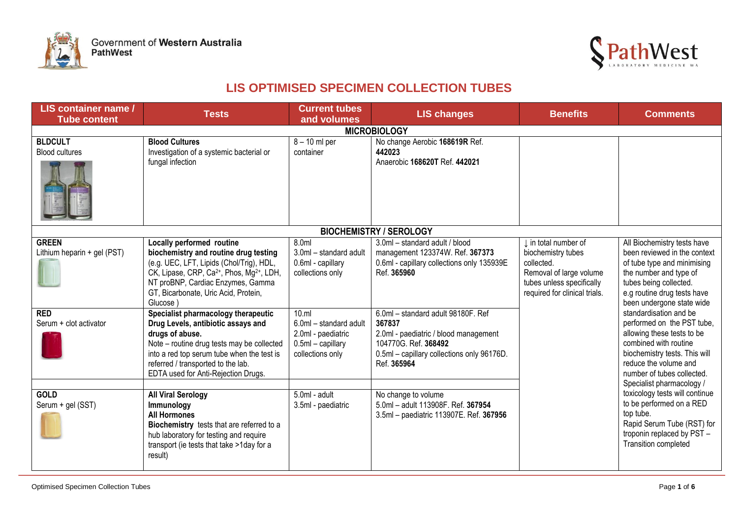Government of **Western Australia**
**PathWest**

## LIS OPTIMISED SPECIMEN COLLECTION TUBES

| LIS container name / Tube content | Tests | Current tubes and volumes | LIS changes | Benefits | Comments |
|---|---|---|---|---|---|
| | | | **MICROBIOLOGY** | | |
| **BLDCULT**<br>Blood cultures | **Blood Cultures**<br>Investigation of a systemic bacterial or fungal infection | 8 – 10 ml per container | No change Aerobic **168619R** Ref. **442023**<br>Anaerobic **168620T** Ref. **442021** | | |
| | | | **BIOCHEMISTRY / SEROLOGY** | | |
| **GREEN**<br>Lithium heparin + gel (PST) | **Locally performed routine biochemistry and routine drug testing** (e.g. UEC, LFT, Lipids (Chol/Trig), HDL, CK, Lipase, CRP, $Ca^{2+}$, Phos, $Mg^{2+}$, LDH, NT proBNP, Cardiac Enzymes, Gamma GT, Bicarbonate, Uric Acid, Protein, Glucose ) | 8.0ml<br>3.0ml – standard adult<br>0.6ml - capillary collections only | 3.0ml – standard adult / blood management 123374W. Ref. **367373**<br>0.6ml - capillary collections only 135939E Ref. **365960** | ↓ in total number of biochemistry tubes collected.<br>Removal of large volume tubes unless specifically required for clinical trials. | All Biochemistry tests have been reviewed in the context of tube type and minimising the number and type of tubes being collected.<br>e.g routine drug tests have been undergone state wide standardisation and be performed on the PST tube, allowing these tests to be combined with routine biochemistry tests. This will reduce the volume and number of tubes collected.<br>Specialist pharmacology / toxicology tests will continue to be performed on a RED top tube.<br>Rapid Serum Tube (RST) for troponin replaced by PST – Transition completed |
| **RED**<br>Serum + clot activator | **Specialist pharmacology therapeutic Drug Levels, antibiotic assays and drugs of abuse.**<br>Note – routine drug tests may be collected into a red top serum tube when the test is referred / transported to the lab.<br>EDTA used for Anti-Rejection Drugs. | 10.ml<br>6.0ml – standard adult<br>2.0ml - paediatric<br>0.5ml – capillary collections only | 6.0ml – standard adult 98180F. Ref **367837**<br>2.0ml - paediatric / blood management 104770G. Ref. **368492**<br>0.5ml – capillary collections only 96176D. Ref. **365964** | | |
| **GOLD**<br>Serum + gel (SST) | **All Viral Serology**<br>**Immunology**<br>**All Hormones**<br>**Biochemistry** tests that are referred to a hub laboratory for testing and require transport (ie tests that take >1day for a result) | 5.0ml - adult<br>3.5ml - paediatric | No change to volume<br>5.0ml – adult 113908F. Ref. **367954**<br>3.5ml – paediatric 113907E. Ref. **367956** | | |

Optimised Specimen Collection Tubes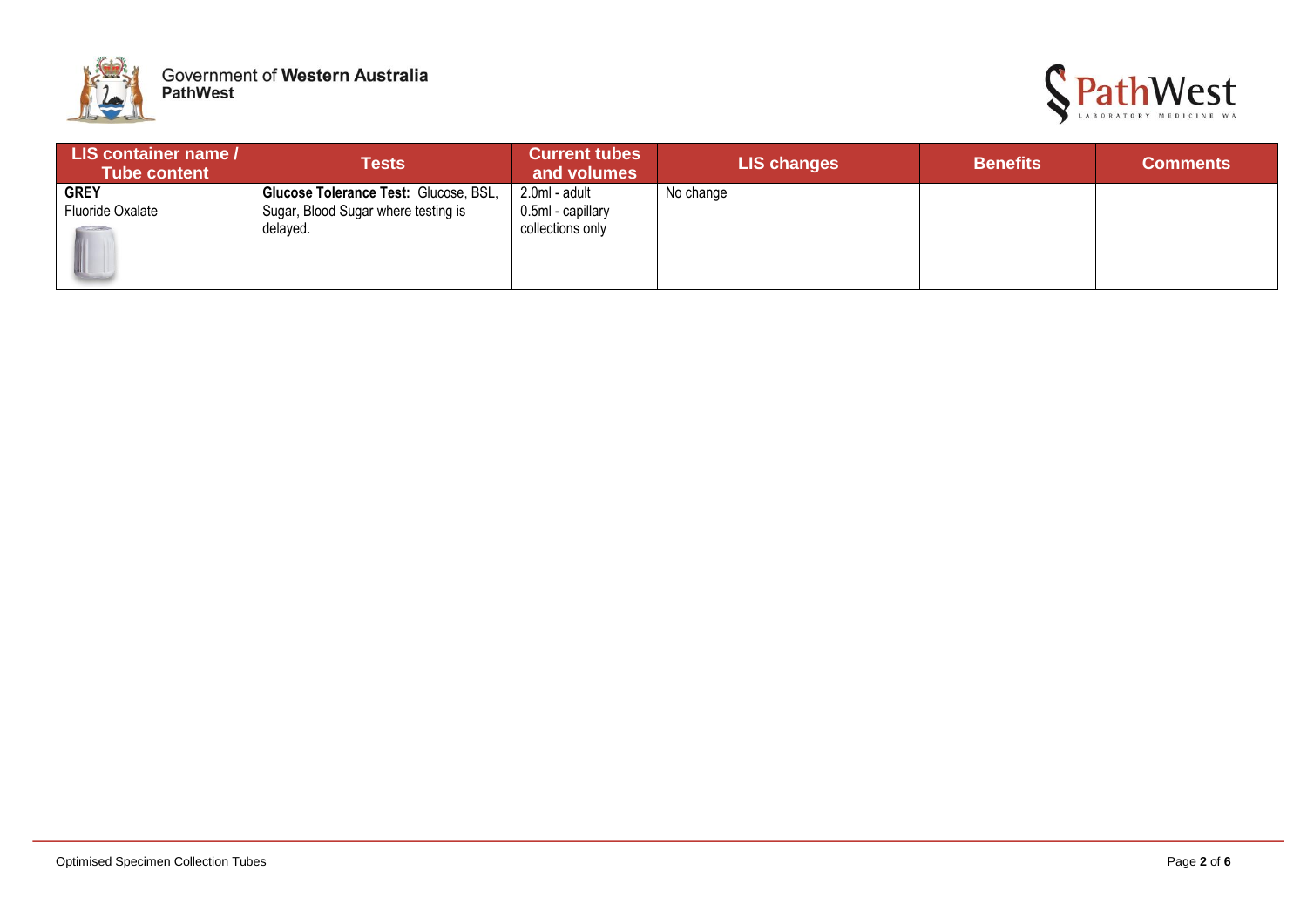| LIS container name / Tube content | Tests | Current tubes and volumes | LIS changes | Benefits | Comments |
|---|---|---|---|---|---|
| **GREY**<br>Fluoride Oxalate | **Glucose Tolerance Test:** Glucose, BSL, Sugar, Blood Sugar where testing is delayed. | 2.0ml - adult<br>0.5ml - capillary collections only | No change | | |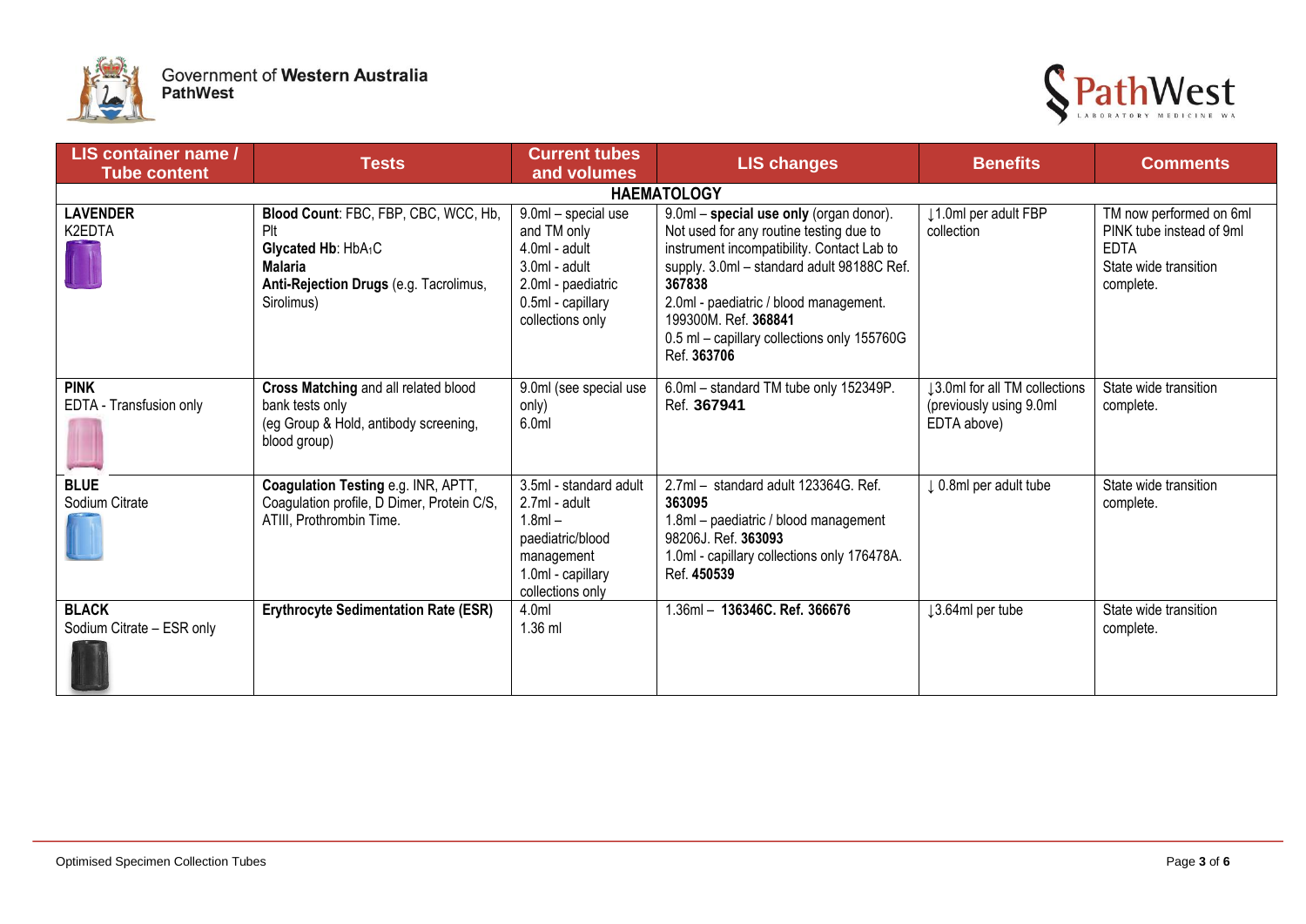Government of **Western Australia**
**PathWest**

| LIS container name / Tube content | Tests | Current tubes and volumes | LIS changes | Benefits | Comments |
|---|---|---|---|---|---|
| **HAEMATOLOGY** | | | | | |
| **LAVENDER** K2EDTA | **Blood Count**: FBC, FBP, CBC, WCC, Hb, Plt **Glycated Hb**: $HbA_1C$ **Malaria** **Anti-Rejection Drugs** (e.g. Tacrolimus, Sirolimus) | 9.0ml – special use and TM only 4.0ml - adult 3.0ml - adult 2.0ml - paediatric 0.5ml - capillary collections only | 9.0ml – **special use only** (organ donor). Not used for any routine testing due to instrument incompatibility. Contact Lab to supply. 3.0ml – standard adult 98188C Ref. **367838** 2.0ml - paediatric / blood management. 199300M. Ref. **368841** 0.5 ml – capillary collections only 155760G Ref. **363706** | ↓1.0ml per adult FBP collection | TM now performed on 6ml PINK tube instead of 9ml EDTA State wide transition complete. |
| **PINK** EDTA - Transfusion only | **Cross Matching** and all related blood bank tests only (eg Group & Hold, antibody screening, blood group) | 9.0ml (see special use only) 6.0ml | 6.0ml – standard TM tube only 152349P. Ref. **367941** | ↓3.0ml for all TM collections (previously using 9.0ml EDTA above) | State wide transition complete. |
| **BLUE** Sodium Citrate | **Coagulation Testing** e.g. INR, APTT, Coagulation profile, D Dimer, Protein C/S, ATIII, Prothrombin Time. | 3.5ml - standard adult 2.7ml - adult 1.8ml – paediatric/blood management 1.0ml - capillary collections only | 2.7ml – standard adult 123364G. Ref. **363095** 1.8ml – paediatric / blood management 98206J. Ref. **363093** 1.0ml - capillary collections only 176478A. Ref. **450539** | ↓ 0.8ml per adult tube | State wide transition complete. |
| **BLACK** Sodium Citrate – ESR only | **Erythrocyte Sedimentation Rate (ESR)** | 4.0ml 1.36 ml | 1.36ml – **136346C. Ref. 366676** | ↓3.64ml per tube | State wide transition complete. |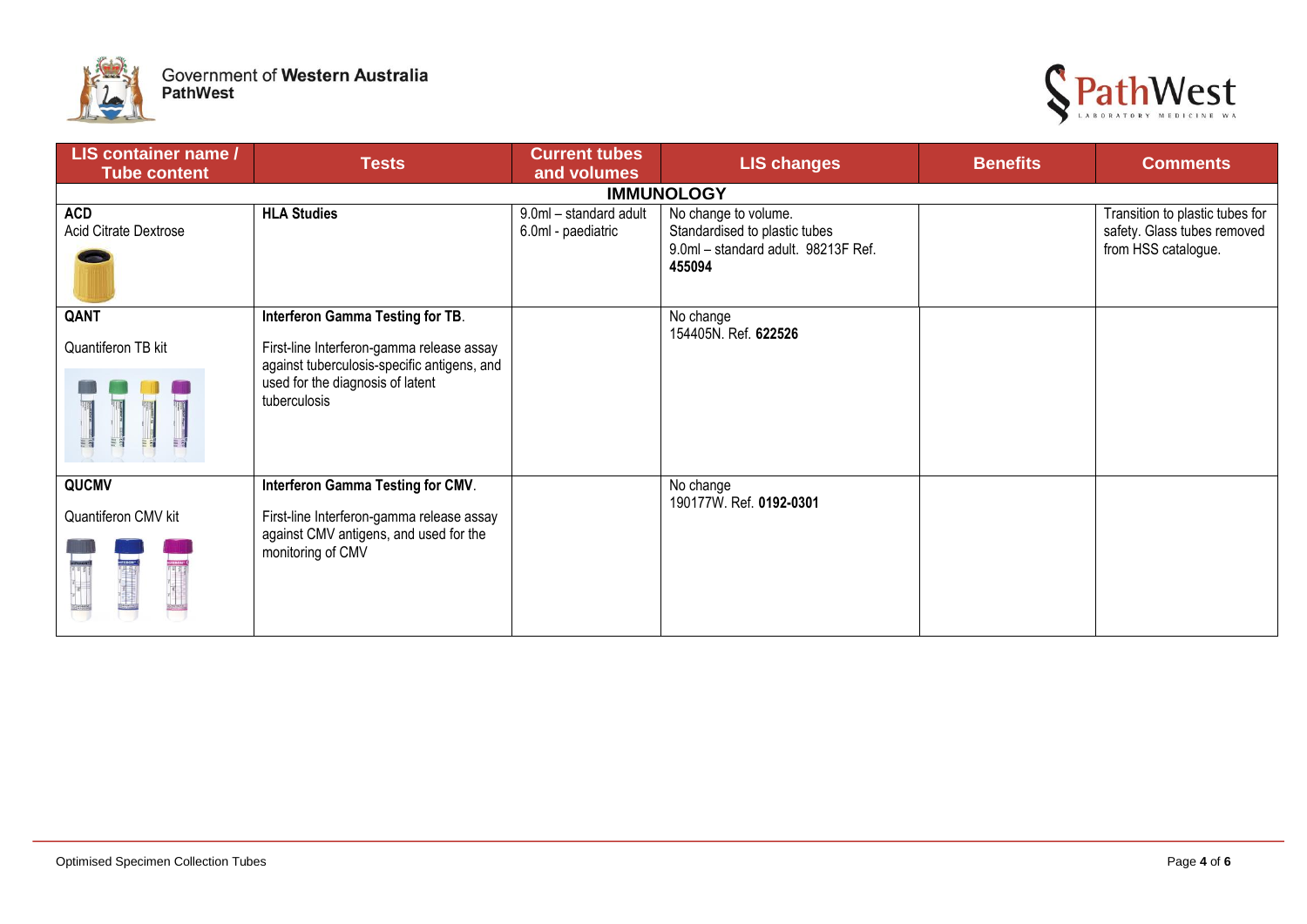| LIS container name / Tube content | Tests | Current tubes and volumes | LIS changes | Benefits | Comments |
|---|---|---|---|---|---|
| **IMMUNOLOGY** | | | | | |
| **ACD**<br>Acid Citrate Dextrose | **HLA Studies** | 9.0ml – standard adult<br>6.0ml - paediatric | No change to volume.<br>Standardised to plastic tubes<br>9.0ml – standard adult. 98213F Ref. **455094** | | Transition to plastic tubes for safety. Glass tubes removed from HSS catalogue. |
| **QANT**<br>Quantiferon TB kit | **Interferon Gamma Testing for TB**.<br>First-line Interferon-gamma release assay against tuberculosis-specific antigens, and used for the diagnosis of latent tuberculosis | | No change<br>154405N. Ref. **622526** | | |
| **QUCMV**<br>Quantiferon CMV kit | **Interferon Gamma Testing for CMV**.<br>First-line Interferon-gamma release assay against CMV antigens, and used for the monitoring of CMV | | No change<br>190177W. Ref. **0192-0301** | | |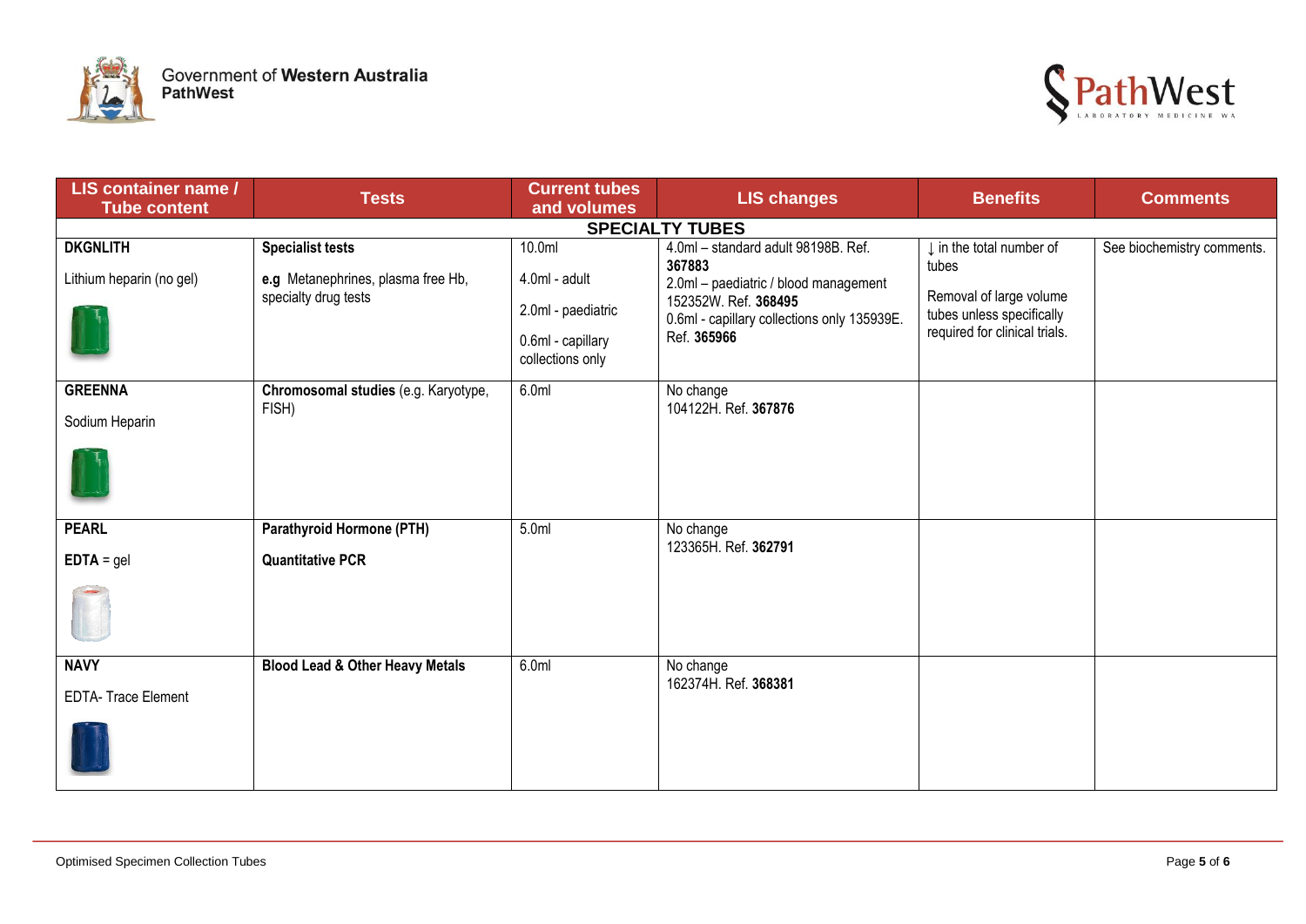| LIS container name / Tube content | Tests | Current tubes and volumes | LIS changes | Benefits | Comments |
|---|---|---|---|---|---|
| **SPECIALTY TUBES** | | | | | |
| **DKGNLITH**<br><br>Lithium heparin (no gel) | **Specialist tests**<br><br>**e.g** Metanephrines, plasma free Hb, specialty drug tests | 10.0ml<br><br>4.0ml - adult<br><br>2.0ml - paediatric<br><br>0.6ml - capillary collections only | 4.0ml – standard adult 98198B. Ref. **367883**<br>2.0ml – paediatric / blood management 152352W. Ref. **368495**<br>0.6ml - capillary collections only 135939E. Ref. **365966** | ↓ in the total number of tubes<br><br>Removal of large volume tubes unless specifically required for clinical trials. | See biochemistry comments. |
| **GREENNA**<br><br>Sodium Heparin | **Chromosomal studies** (e.g. Karyotype, FISH) | 6.0ml | No change<br>104122H. Ref. **367876** | | |
| **PEARL**<br><br>**EDTA** = gel | **Parathyroid Hormone (PTH)**<br><br>**Quantitative PCR** | 5.0ml | No change<br>123365H. Ref. **362791** | | |
| **NAVY**<br><br>EDTA- Trace Element | **Blood Lead & Other Heavy Metals** | 6.0ml | No change<br>162374H. Ref. **368381** | | |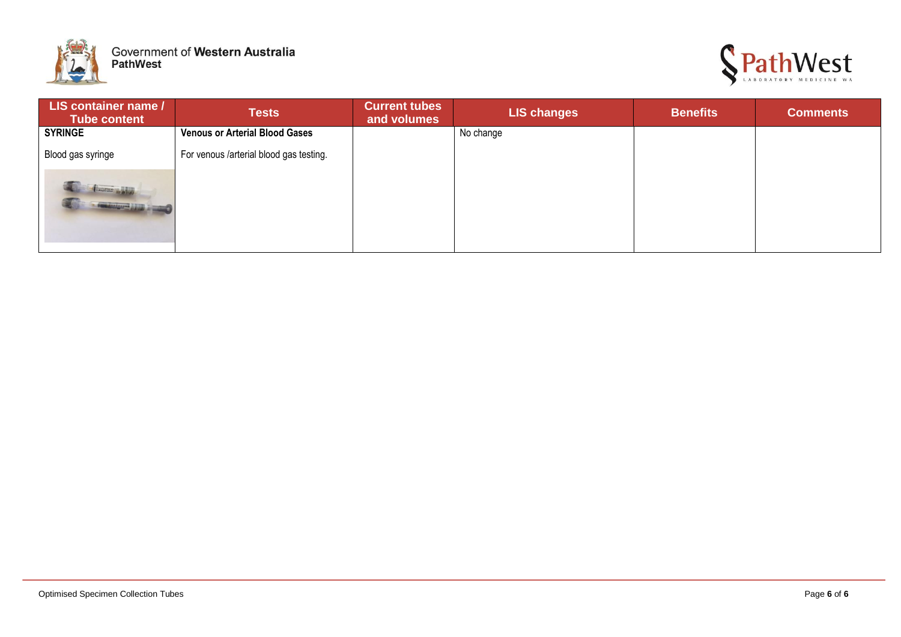| LIS container name / Tube content | Tests | Current tubes and volumes | LIS changes | Benefits | Comments |
|---|---|---|---|---|---|
| **SYRINGE**<br><br>Blood gas syringe | **Venous or Arterial Blood Gases**<br><br>For venous /arterial blood gas testing. | | No change | | |